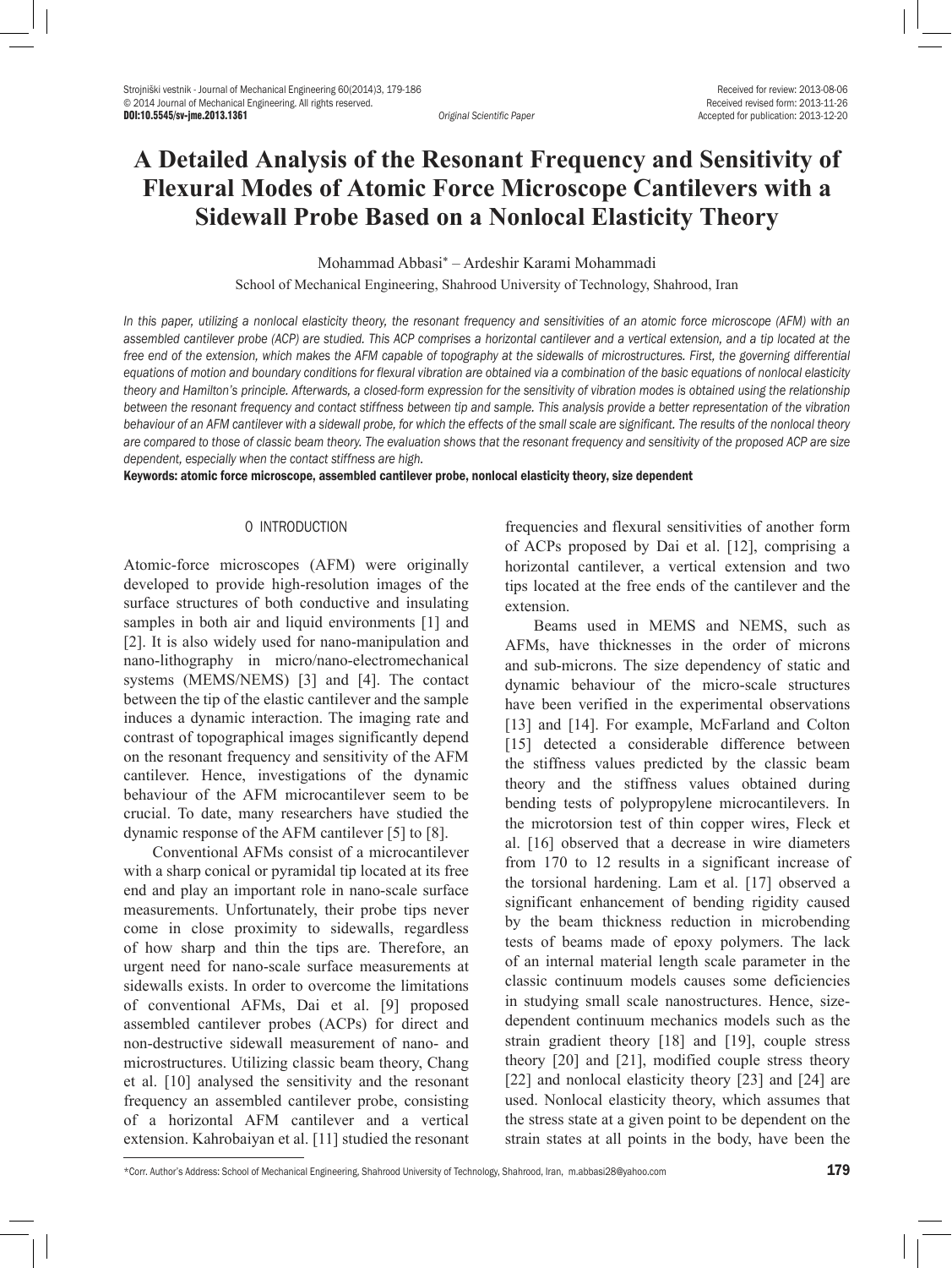# A Detailed Analysis of the Resonant Frequency and Sensitivity of Flexural Modes of Atomic Force Microscope Cantilevers with a Sidewall Probe Based on a Nonlocal Elasticity Theory

Mohammad Abbasi* – Ardeshir Karami Mohammadi

School of Mechanical Engineering, Shahrood University of Technology, Shahrood, Iran

*In this paper, utilizing a nonlocal elasticity theory, the resonant frequency and sensitivities of an atomic force microscope (AFM) with an assembled cantilever probe (ACP) are studied. This ACP comprises a horizontal cantilever and a vertical extension, and a tip located at the free end of the extension, which makes the AFM capable of topography at the sidewalls of microstructures. First, the governing differential equations of motion and boundary conditions for flexural vibration are obtained via a combination of the basic equations of nonlocal elasticity theory and Hamilton's principle. Afterwards, a closed-form expression for the sensitivity of vibration modes is obtained using the relationship between the resonant frequency and contact stiffness between tip and sample. This analysis provide a better representation of the vibration behaviour of an AFM cantilever with a sidewall probe, for which the effects of the small scale are significant. The results of the nonlocal theory are compared to those of classic beam theory. The evaluation shows that the resonant frequency and sensitivity of the proposed ACP are size dependent, especially when the contact stiffness are high.*

**Keywords: atomic force microscope, assembled cantilever probe, nonlocal elasticity theory, size dependent**

## 0 INTRODUCTION

Atomic-force microscopes (AFM) were originally developed to provide high-resolution images of the surface structures of both conductive and insulating samples in both air and liquid environments [1] and [2]. It is also widely used for nano-manipulation and nano-lithography in micro/nano-electromechanical systems (MEMS/NEMS) [3] and [4]. The contact between the tip of the elastic cantilever and the sample induces a dynamic interaction. The imaging rate and contrast of topographical images significantly depend on the resonant frequency and sensitivity of the AFM cantilever. Hence, investigations of the dynamic behaviour of the AFM microcantilever seem to be crucial. To date, many researchers have studied the dynamic response of the AFM cantilever [5] to [8].

Conventional AFMs consist of a microcantilever with a sharp conical or pyramidal tip located at its free end and play an important role in nano-scale surface measurements. Unfortunately, their probe tips never come in close proximity to sidewalls, regardless of how sharp and thin the tips are. Therefore, an urgent need for nano-scale surface measurements at sidewalls exists. In order to overcome the limitations of conventional AFMs, Dai et al. [9] proposed assembled cantilever probes (ACPs) for direct and non-destructive sidewall measurement of nano- and microstructures. Utilizing classic beam theory, Chang et al. [10] analysed the sensitivity and the resonant frequency an assembled cantilever probe, consisting of a horizontal AFM cantilever and a vertical extension. Kahrobaiyan et al. [11] studied the resonant frequencies and flexural sensitivities of another form of ACPs proposed by Dai et al. [12], comprising a horizontal cantilever, a vertical extension and two tips located at the free ends of the cantilever and the extension.

Beams used in MEMS and NEMS, such as AFMs, have thicknesses in the order of microns and sub-microns. The size dependency of static and dynamic behaviour of the micro-scale structures have been verified in the experimental observations [13] and [14]. For example, McFarland and Colton [15] detected a considerable difference between the stiffness values predicted by the classic beam theory and the stiffness values obtained during bending tests of polypropylene microcantilevers. In the microtorsion test of thin copper wires, Fleck et al. [16] observed that a decrease in wire diameters from 170 to 12 results in a significant increase of the torsional hardening. Lam et al. [17] observed a significant enhancement of bending rigidity caused by the beam thickness reduction in microbending tests of beams made of epoxy polymers. The lack of an internal material length scale parameter in the classic continuum models causes some deficiencies in studying small scale nanostructures. Hence, size-dependent continuum mechanics models such as the strain gradient theory [18] and [19], couple stress theory [20] and [21], modified couple stress theory [22] and nonlocal elasticity theory [23] and [24] are used. Nonlocal elasticity theory, which assumes that the stress state at a given point to be dependent on the strain states at all points in the body, have been the

*Corr. Author's Address: School of Mechanical Engineering, Shahrood University of Technology, Shahrood, Iran, m.abbasi28@yahoo.com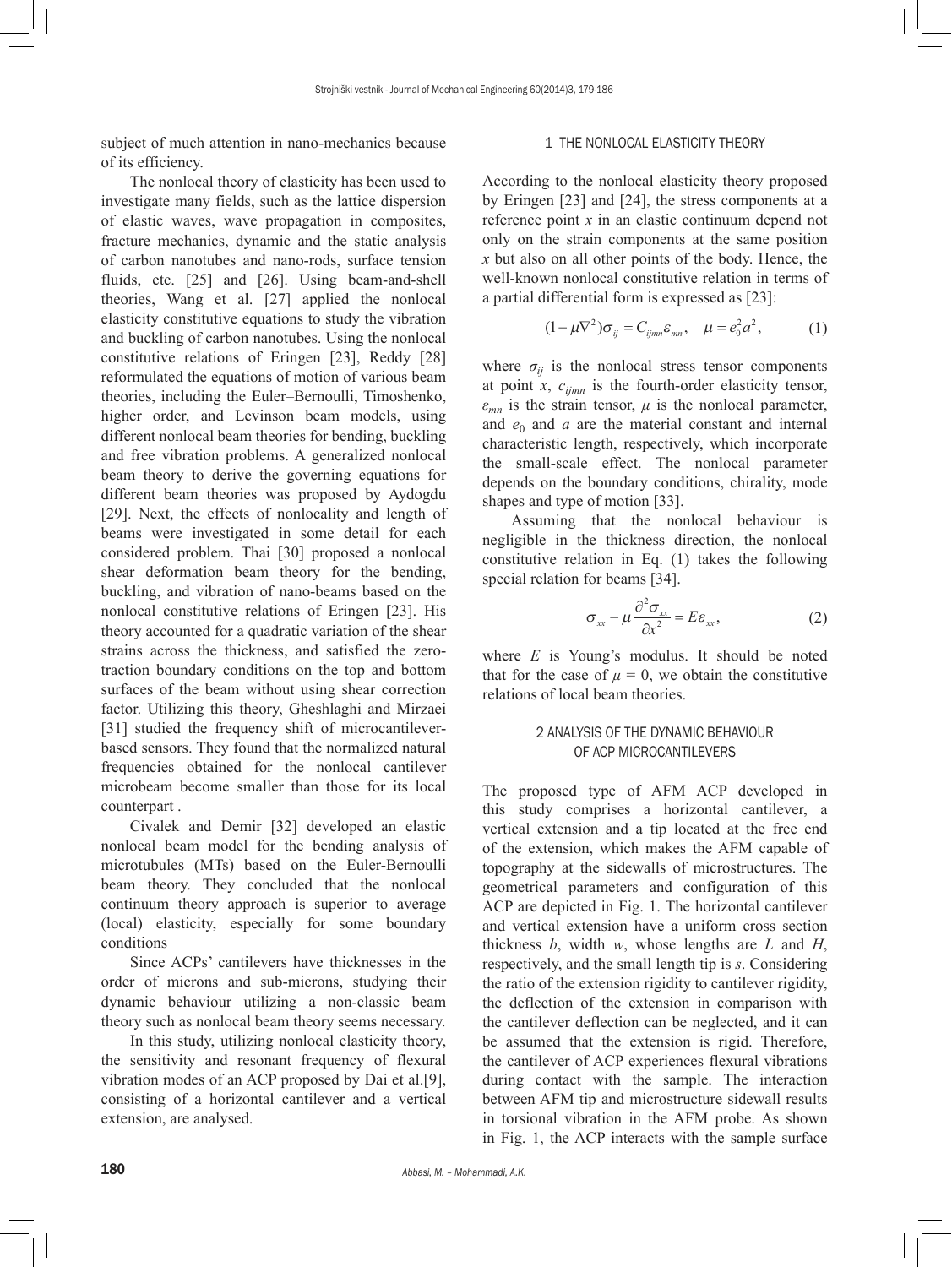subject of much attention in nano-mechanics because of its efficiency.

The nonlocal theory of elasticity has been used to investigate many fields, such as the lattice dispersion of elastic waves, wave propagation in composites, fracture mechanics, dynamic and the static analysis of carbon nanotubes and nano-rods, surface tension fluids, etc. [25] and [26]. Using beam-and-shell theories, Wang et al. [27] applied the nonlocal elasticity constitutive equations to study the vibration and buckling of carbon nanotubes. Using the nonlocal constitutive relations of Eringen [23], Reddy [28] reformulated the equations of motion of various beam theories, including the Euler–Bernoulli, Timoshenko, higher order, and Levinson beam models, using different nonlocal beam theories for bending, buckling and free vibration problems. A generalized nonlocal beam theory to derive the governing equations for different beam theories was proposed by Aydogdu [29]. Next, the effects of nonlocality and length of beams were investigated in some detail for each considered problem. Thai [30] proposed a nonlocal shear deformation beam theory for the bending, buckling, and vibration of nano-beams based on the nonlocal constitutive relations of Eringen [23]. His theory accounted for a quadratic variation of the shear strains across the thickness, and satisfied the zero-traction boundary conditions on the top and bottom surfaces of the beam without using shear correction factor. Utilizing this theory, Gheshlaghi and Mirzaei [31] studied the frequency shift of microcantilever-based sensors. They found that the normalized natural frequencies obtained for the nonlocal cantilever microbeam become smaller than those for its local counterpart .

Civalek and Demir [32] developed an elastic nonlocal beam model for the bending analysis of microtubules (MTs) based on the Euler-Bernoulli beam theory. They concluded that the nonlocal continuum theory approach is superior to average (local) elasticity, especially for some boundary conditions

Since ACPs' cantilevers have thicknesses in the order of microns and sub-microns, studying their dynamic behaviour utilizing a non-classic beam theory such as nonlocal beam theory seems necessary.

In this study, utilizing nonlocal elasticity theory, the sensitivity and resonant frequency of flexural vibration modes of an ACP proposed by Dai et al.[9], consisting of a horizontal cantilever and a vertical extension, are analysed.

## 1 THE NONLOCAL ELASTICITY THEORY

According to the nonlocal elasticity theory proposed by Eringen [23] and [24], the stress components at a reference point $x$ in an elastic continuum depend not only on the strain components at the same position $x$ but also on all other points of the body. Hence, the well-known nonlocal constitutive relation in terms of a partial differential form is expressed as [23]:

$$(1-\mu\nabla^2)\sigma_{ij} = C_{ijmn}\varepsilon_{mn}, \quad \mu = e_0^2 a^2, \tag{1}$$

where $\sigma_{ij}$ is the nonlocal stress tensor components at point $x$, $c_{ijmn}$ is the fourth-order elasticity tensor, $\varepsilon_{mn}$ is the strain tensor, $\mu$ is the nonlocal parameter, and $e_0$ and $a$ are the material constant and internal characteristic length, respectively, which incorporate the small-scale effect. The nonlocal parameter depends on the boundary conditions, chirality, mode shapes and type of motion [33].

Assuming that the nonlocal behaviour is negligible in the thickness direction, the nonlocal constitutive relation in Eq. (1) takes the following special relation for beams [34].

$$\sigma_{xx} - \mu\frac{\partial^2 \sigma_{xx}}{\partial x^2} = E\varepsilon_{xx}, \tag{2}$$

where $E$ is Young's modulus. It should be noted that for the case of $\mu = 0$, we obtain the constitutive relations of local beam theories.

## 2 ANALYSIS OF THE DYNAMIC BEHAVIOUR OF ACP MICROCANTILEVERS

The proposed type of AFM ACP developed in this study comprises a horizontal cantilever, a vertical extension and a tip located at the free end of the extension, which makes the AFM capable of topography at the sidewalls of microstructures. The geometrical parameters and configuration of this ACP are depicted in Fig. 1. The horizontal cantilever and vertical extension have a uniform cross section thickness $b$, width $w$, whose lengths are $L$ and $H$, respectively, and the small length tip is $s$. Considering the ratio of the extension rigidity to cantilever rigidity, the deflection of the extension in comparison with the cantilever deflection can be neglected, and it can be assumed that the extension is rigid. Therefore, the cantilever of ACP experiences flexural vibrations during contact with the sample. The interaction between AFM tip and microstructure sidewall results in torsional vibration in the AFM probe. As shown in Fig. 1, the ACP interacts with the sample surface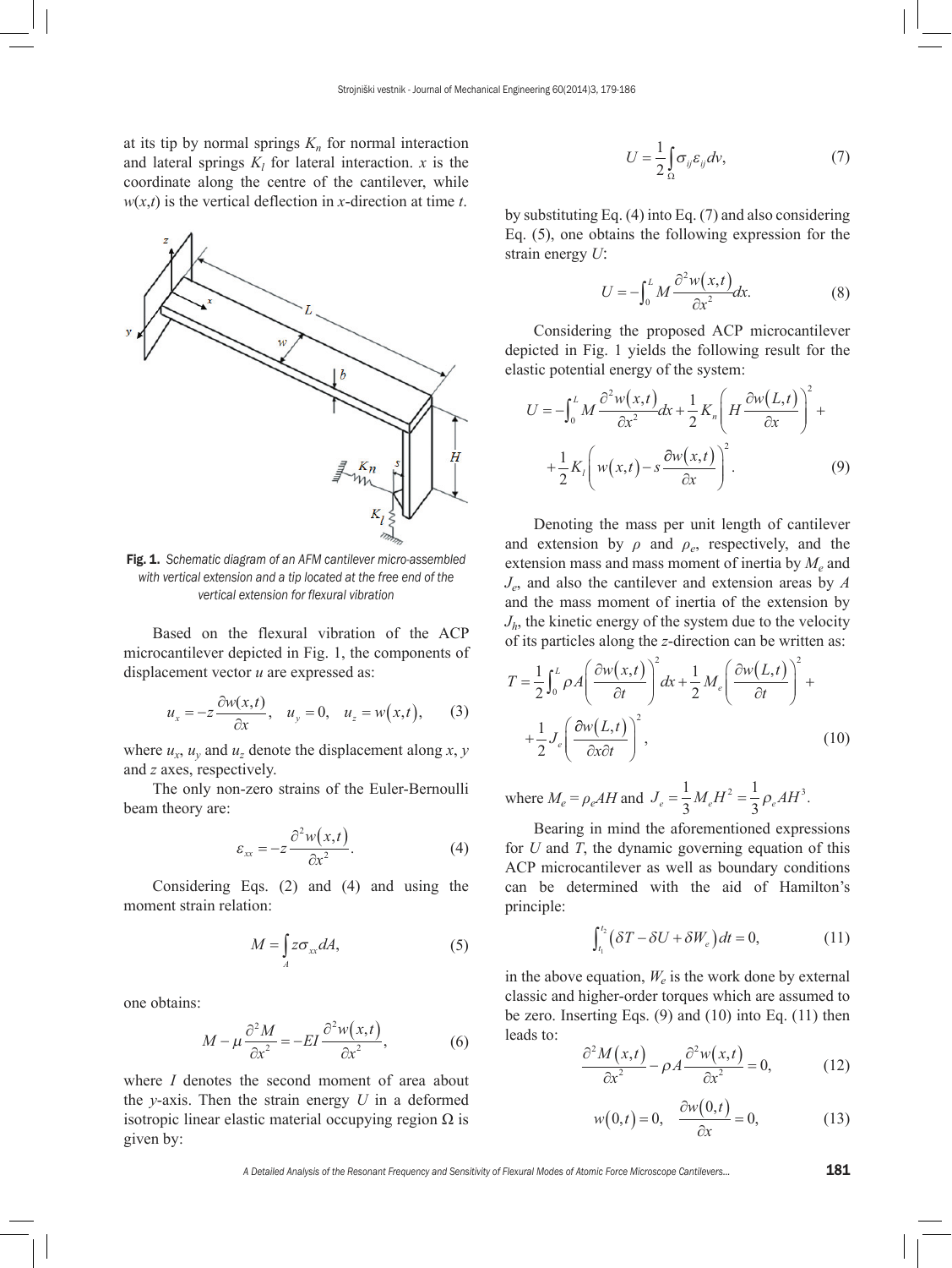at its tip by normal springs $K_n$ for normal interaction and lateral springs $K_l$ for lateral interaction. $x$ is the coordinate along the centre of the cantilever, while $w(x,t)$ is the vertical deflection in $x$-direction at time $t$.

**Fig. 1.** *Schematic diagram of an AFM cantilever micro-assembled with vertical extension and a tip located at the free end of the vertical extension for flexural vibration*

Based on the flexural vibration of the ACP microcantilever depicted in Fig. 1, the components of displacement vector $u$ are expressed as:

$$u_x = -z\frac{\partial w(x,t)}{\partial x}, \quad u_y = 0, \quad u_z = w(x,t), \tag{3}$$

where $u_x$, $u_y$ and $u_z$ denote the displacement along $x$, $y$ and $z$ axes, respectively.

The only non-zero strains of the Euler-Bernoulli beam theory are:

$$\varepsilon_{xx} = -z\frac{\partial^2 w(x,t)}{\partial x^2}. \tag{4}$$

Considering Eqs. (2) and (4) and using the moment strain relation:

$$M = \int_A z\sigma_{xx} dA, \tag{5}$$

one obtains:

$$M - \mu\frac{\partial^2 M}{\partial x^2} = -EI\frac{\partial^2 w(x,t)}{\partial x^2}, \tag{6}$$

where $I$ denotes the second moment of area about the $y$-axis. Then the strain energy $U$ in a deformed isotropic linear elastic material occupying region $\Omega$ is given by:

$$U = \frac{1}{2}\int_\Omega \sigma_{ij}\varepsilon_{ij} dv, \tag{7}$$

by substituting Eq. (4) into Eq. (7) and also considering Eq. (5), one obtains the following expression for the strain energy $U$:

$$U = -\int_0^L M\frac{\partial^2 w(x,t)}{\partial x^2}dx. \tag{8}$$

Considering the proposed ACP microcantilever depicted in Fig. 1 yields the following result for the elastic potential energy of the system:

$$U = -\int_0^L M\frac{\partial^2 w(x,t)}{\partial x^2}dx + \frac{1}{2}K_n\left(H\frac{\partial w(L,t)}{\partial x}\right)^2 + \\ +\frac{1}{2}K_l\left(w(x,t) - s\frac{\partial w(x,t)}{\partial x}\right)^2. \tag{9}$$

Denoting the mass per unit length of cantilever and extension by $\rho$ and $\rho_e$, respectively, and the extension mass and mass moment of inertia by $M_e$ and $J_e$, and also the cantilever and extension areas by $A$ and the mass moment of inertia of the extension by $J_h$, the kinetic energy of the system due to the velocity of its particles along the $z$-direction can be written as:

$$T = \frac{1}{2}\int_0^L \rho A\left(\frac{\partial w(x,t)}{\partial t}\right)^2 dx + \frac{1}{2}M_e\left(\frac{\partial w(L,t)}{\partial t}\right)^2 + \\ +\frac{1}{2}J_e\left(\frac{\partial w(L,t)}{\partial x\partial t}\right)^2, \tag{10}$$

where $M_e = \rho_e AH$ and $J_e = \frac{1}{3}M_e H^2 = \frac{1}{3}\rho_e AH^3$.

Bearing in mind the aforementioned expressions for $U$ and $T$, the dynamic governing equation of this ACP microcantilever as well as boundary conditions can be determined with the aid of Hamilton's principle:

$$\int_{t_1}^{t_2}\left(\delta T - \delta U + \delta W_e\right)dt = 0, \tag{11}$$

in the above equation, $W_e$ is the work done by external classic and higher-order torques which are assumed to be zero. Inserting Eqs. (9) and (10) into Eq. (11) then leads to:

$$\frac{\partial^2 M(x,t)}{\partial x^2} - \rho A\frac{\partial^2 w(x,t)}{\partial x^2} = 0, \tag{12}$$

$$w(0,t) = 0, \quad \frac{\partial w(0,t)}{\partial x} = 0, \tag{13}$$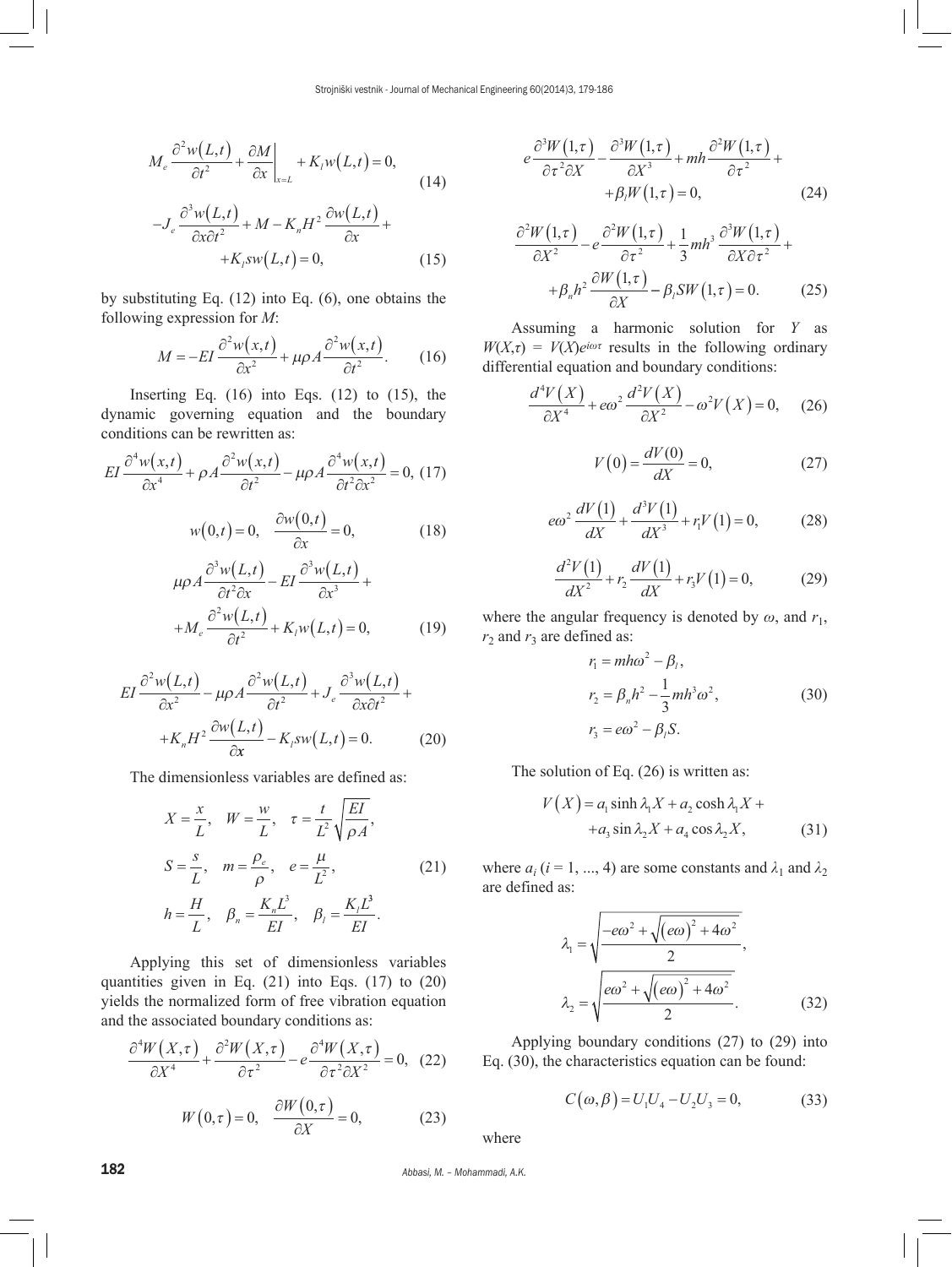$$M_e \frac{\partial^2 w(L,t)}{\partial t^2} + \left.\frac{\partial M}{\partial x}\right|_{x=L} + K_l w(L,t) = 0, \tag{14}$$

$$-J_e \frac{\partial^3 w(L,t)}{\partial x \partial t^2} + M - K_n H^2 \frac{\partial w(L,t)}{\partial x} + K_l s w(L,t) = 0, \tag{15}$$

by substituting Eq. (12) into Eq. (6), one obtains the following expression for $M$:

$$M = -EI \frac{\partial^2 w(x,t)}{\partial x^2} + \mu \rho A \frac{\partial^2 w(x,t)}{\partial t^2}. \tag{16}$$

Inserting Eq. (16) into Eqs. (12) to (15), the dynamic governing equation and the boundary conditions can be rewritten as:

$$EI \frac{\partial^4 w(x,t)}{\partial x^4} + \rho A \frac{\partial^2 w(x,t)}{\partial t^2} - \mu \rho A \frac{\partial^4 w(x,t)}{\partial t^2 \partial x^2} = 0, \tag{17}$$

$$w(0,t) = 0, \quad \frac{\partial w(0,t)}{\partial x} = 0, \tag{18}$$

$$\mu \rho A \frac{\partial^3 w(L,t)}{\partial t^2 \partial x} - EI \frac{\partial^3 w(L,t)}{\partial x^3} + M_e \frac{\partial^2 w(L,t)}{\partial t^2} + K_l w(L,t) = 0, \tag{19}$$

$$EI \frac{\partial^2 w(L,t)}{\partial x^2} - \mu \rho A \frac{\partial^2 w(L,t)}{\partial t^2} + J_e \frac{\partial^3 w(L,t)}{\partial x \partial t^2} + K_n H^2 \frac{\partial w(L,t)}{\partial x} - K_l s w(L,t) = 0. \tag{20}$$

The dimensionless variables are defined as:

$$X = \frac{x}{L}, \quad W = \frac{w}{L}, \quad \tau = \frac{t}{L^2}\sqrt{\frac{EI}{\rho A}},$$
$$S = \frac{s}{L}, \quad m = \frac{\rho_e}{\rho}, \quad e = \frac{\mu}{L^2}, \tag{21}$$
$$h = \frac{H}{L}, \quad \beta_n = \frac{K_n L^3}{EI}, \quad \beta_l = \frac{K_l L^3}{EI}.$$

Applying this set of dimensionless variables quantities given in Eq. (21) into Eqs. (17) to (20) yields the normalized form of free vibration equation and the associated boundary conditions as:

$$\frac{\partial^4 W(X,\tau)}{\partial X^4} + \frac{\partial^2 W(X,\tau)}{\partial \tau^2} - e \frac{\partial^4 W(X,\tau)}{\partial \tau^2 \partial X^2} = 0, \tag{22}$$

$$W(0,\tau) = 0, \quad \frac{\partial W(0,\tau)}{\partial X} = 0, \tag{23}$$

$$e \frac{\partial^3 W(1,\tau)}{\partial \tau^2 \partial X} - \frac{\partial^3 W(1,\tau)}{\partial X^3} + mh \frac{\partial^2 W(1,\tau)}{\partial \tau^2} + \beta_l W(1,\tau) = 0, \tag{24}$$

$$\frac{\partial^2 W(1,\tau)}{\partial X^2} - e \frac{\partial^2 W(1,\tau)}{\partial \tau^2} + \frac{1}{3} m h^3 \frac{\partial^3 W(1,\tau)}{\partial X \partial \tau^2} + \beta_n h^2 \frac{\partial W(1,\tau)}{\partial X} - \beta_l S W(1,\tau) = 0. \tag{25}$$

Assuming a harmonic solution for $Y$ as $W(X,\tau) = V(X)e^{i\omega\tau}$ results in the following ordinary differential equation and boundary conditions:

$$\frac{d^4 V(X)}{\partial X^4} + e\omega^2 \frac{d^2 V(X)}{\partial X^2} - \omega^2 V(X) = 0, \tag{26}$$

$$V(0) = \frac{dV(0)}{dX} = 0, \tag{27}$$

$$e\omega^2 \frac{dV(1)}{dX} + \frac{d^3 V(1)}{dX^3} + r_1 V(1) = 0, \tag{28}$$

$$\frac{d^2 V(1)}{dX^2} + r_2 \frac{dV(1)}{dX} + r_3 V(1) = 0, \tag{29}$$

where the angular frequency is denoted by $\omega$, and $r_1$, $r_2$ and $r_3$ are defined as:

$$r_1 = mh\omega^2 - \beta_l,$$
$$r_2 = \beta_n h^2 - \frac{1}{3} m h^3 \omega^2, \tag{30}$$
$$r_3 = e\omega^2 - \beta_l S.$$

The solution of Eq. (26) is written as:

$$V(X) = a_1 \sinh \lambda_1 X + a_2 \cosh \lambda_1 X + a_3 \sin \lambda_2 X + a_4 \cos \lambda_2 X, \tag{31}$$

where $a_i$ ($i = 1, ..., 4$) are some constants and $\lambda_1$ and $\lambda_2$ are defined as:

$$\lambda_1 = \sqrt{\frac{-e\omega^2 + \sqrt{(e\omega)^2 + 4\omega^2}}{2}},$$
$$\lambda_2 = \sqrt{\frac{e\omega^2 + \sqrt{(e\omega)^2 + 4\omega^2}}{2}}. \tag{32}$$

Applying boundary conditions (27) to (29) into Eq. (30), the characteristics equation can be found:

$$C(\omega, \beta) = U_1 U_4 - U_2 U_3 = 0, \tag{33}$$

where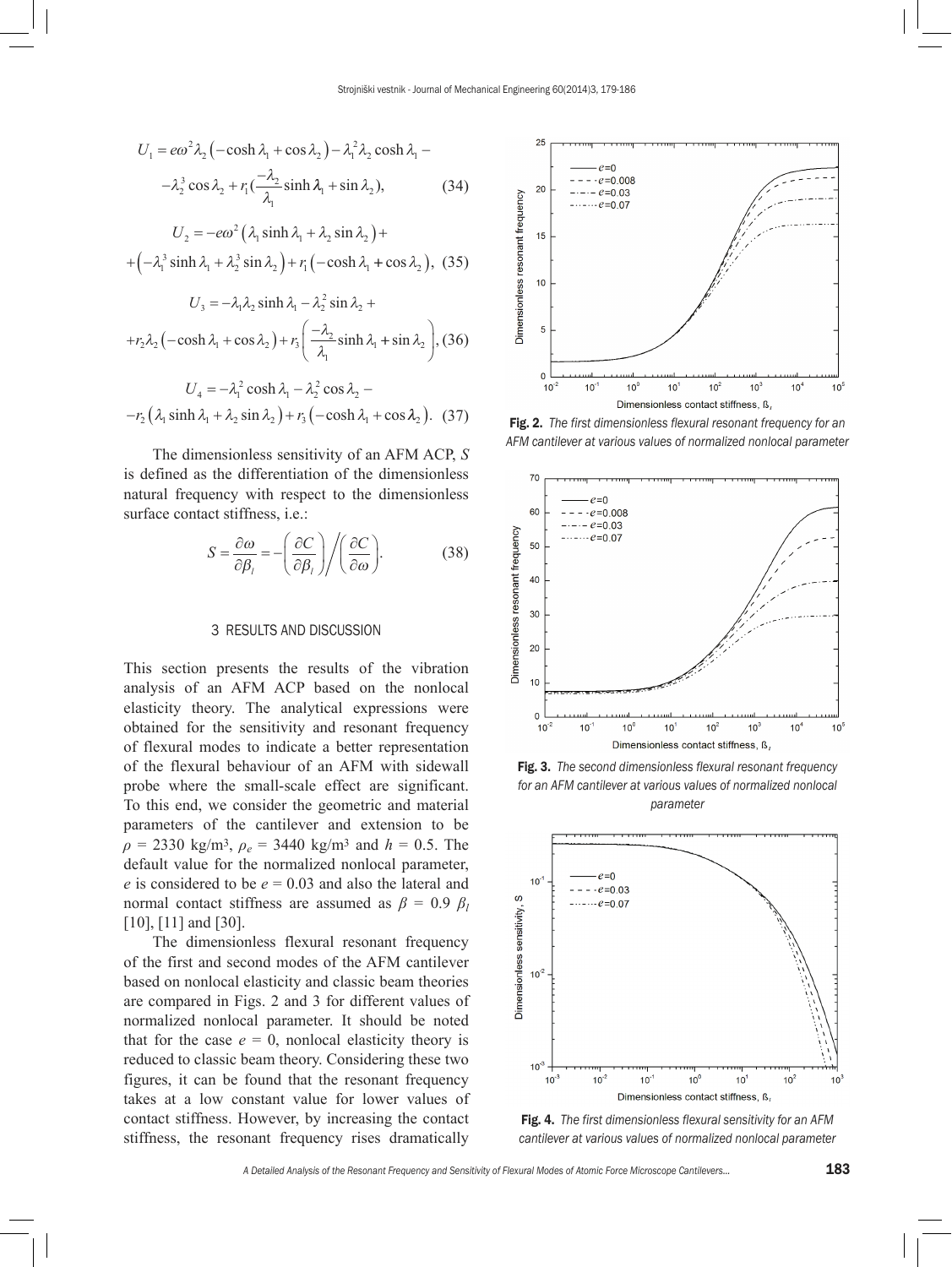$$U_1 = e\omega^2 \lambda_2 \left(-\cosh \lambda_1 + \cos \lambda_2\right) - \lambda_1^2 \lambda_2 \cosh \lambda_1 -$$

$$-\lambda_2^3 \cos \lambda_2 + r_1 \left(\frac{-\lambda_2}{\lambda_1} \sinh \lambda_1 + \sin \lambda_2\right), \tag{34}$$

$$U_2 = -e\omega^2 \left(\lambda_1 \sinh \lambda_1 + \lambda_2 \sin \lambda_2\right) +$$

$$+\left(-\lambda_1^3 \sinh \lambda_1 + \lambda_2^3 \sin \lambda_2\right) + r_1 \left(-\cosh \lambda_1 + \cos \lambda_2\right), \tag{35}$$

$$U_3 = -\lambda_1 \lambda_2 \sinh \lambda_1 - \lambda_2^2 \sin \lambda_2 +$$

$$+r_2 \lambda_2 \left(-\cosh \lambda_1 + \cos \lambda_2\right) + r_3 \left(\frac{-\lambda_2}{\lambda_1} \sinh \lambda_1 + \sin \lambda_2\right), \tag{36}$$

$$U_4 = -\lambda_1^2 \cosh \lambda_1 - \lambda_2^2 \cos \lambda_2 -$$

$$-r_2 \left(\lambda_1 \sinh \lambda_1 + \lambda_2 \sin \lambda_2\right) + r_3 \left(-\cosh \lambda_1 + \cos \lambda_2\right). \tag{37}$$

The dimensionless sensitivity of an AFM ACP, $S$ is defined as the differentiation of the dimensionless natural frequency with respect to the dimensionless surface contact stiffness, i.e.:

$$S = \frac{\partial \omega}{\partial \beta_l} = -\left(\frac{\partial C}{\partial \beta_l}\right) \Bigg/ \left(\frac{\partial C}{\partial \omega}\right). \tag{38}$$

## 3 RESULTS AND DISCUSSION

This section presents the results of the vibration analysis of an AFM ACP based on the nonlocal elasticity theory. The analytical expressions were obtained for the sensitivity and resonant frequency of flexural modes to indicate a better representation of the flexural behaviour of an AFM with sidewall probe where the small-scale effect are significant. To this end, we consider the geometric and material parameters of the cantilever and extension to be $\rho$ = 2330 kg/m³, $\rho_e$ = 3440 kg/m³ and $h$ = 0.5. The default value for the normalized nonlocal parameter, $e$ is considered to be $e$ = 0.03 and also the lateral and normal contact stiffness are assumed as $\beta = 0.9\ \beta_l$ [10], [11] and [30].

The dimensionless flexural resonant frequency of the first and second modes of the AFM cantilever based on nonlocal elasticity and classic beam theories are compared in Figs. 2 and 3 for different values of normalized nonlocal parameter. It should be noted that for the case $e$ = 0, nonlocal elasticity theory is reduced to classic beam theory. Considering these two figures, it can be found that the resonant frequency takes at a low constant value for lower values of contact stiffness. However, by increasing the contact stiffness, the resonant frequency rises dramatically

**Fig. 2.** *The first dimensionless flexural resonant frequency for an AFM cantilever at various values of normalized nonlocal parameter*

**Fig. 3.** *The second dimensionless flexural resonant frequency for an AFM cantilever at various values of normalized nonlocal parameter*

**Fig. 4.** *The first dimensionless flexural sensitivity for an AFM cantilever at various values of normalized nonlocal parameter*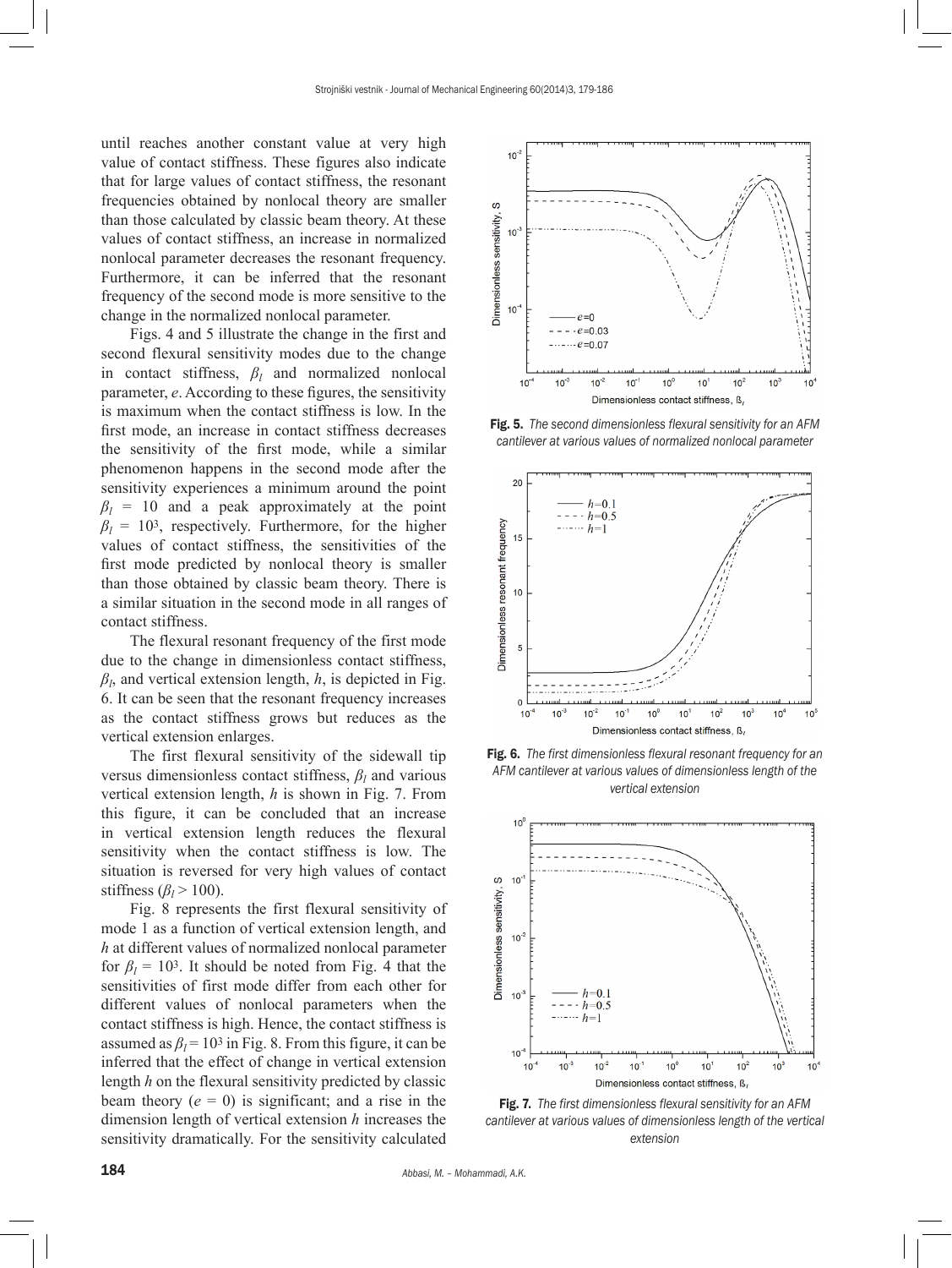until reaches another constant value at very high value of contact stiffness. These figures also indicate that for large values of contact stiffness, the resonant frequencies obtained by nonlocal theory are smaller than those calculated by classic beam theory. At these values of contact stiffness, an increase in normalized nonlocal parameter decreases the resonant frequency. Furthermore, it can be inferred that the resonant frequency of the second mode is more sensitive to the change in the normalized nonlocal parameter.

Figs. 4 and 5 illustrate the change in the first and second flexural sensitivity modes due to the change in contact stiffness, $\beta_l$ and normalized nonlocal parameter, $e$. According to these figures, the sensitivity is maximum when the contact stiffness is low. In the first mode, an increase in contact stiffness decreases the sensitivity of the first mode, while a similar phenomenon happens in the second mode after the sensitivity experiences a minimum around the point $\beta_l$ = 10 and a peak approximately at the point $\beta_l = 10^3$, respectively. Furthermore, for the higher values of contact stiffness, the sensitivities of the first mode predicted by nonlocal theory is smaller than those obtained by classic beam theory. There is a similar situation in the second mode in all ranges of contact stiffness.

The flexural resonant frequency of the first mode due to the change in dimensionless contact stiffness, $\beta_l$, and vertical extension length, $h$, is depicted in Fig. 6. It can be seen that the resonant frequency increases as the contact stiffness grows but reduces as the vertical extension enlarges.

The first flexural sensitivity of the sidewall tip versus dimensionless contact stiffness, $\beta_l$ and various vertical extension length, $h$ is shown in Fig. 7. From this figure, it can be concluded that an increase in vertical extension length reduces the flexural sensitivity when the contact stiffness is low. The situation is reversed for very high values of contact stiffness ($\beta_l > 100$).

Fig. 8 represents the first flexural sensitivity of mode 1 as a function of vertical extension length, and $h$ at different values of normalized nonlocal parameter for $\beta_l = 10^3$. It should be noted from Fig. 4 that the sensitivities of first mode differ from each other for different values of nonlocal parameters when the contact stiffness is high. Hence, the contact stiffness is assumed as $\beta_l = 10^3$ in Fig. 8. From this figure, it can be inferred that the effect of change in vertical extension length $h$ on the flexural sensitivity predicted by classic beam theory ($e$ = 0) is significant; and a rise in the dimension length of vertical extension $h$ increases the sensitivity dramatically. For the sensitivity calculated

**Fig. 5.** *The second dimensionless flexural sensitivity for an AFM cantilever at various values of normalized nonlocal parameter*

**Fig. 6.** *The first dimensionless flexural resonant frequency for an AFM cantilever at various values of dimensionless length of the vertical extension*

**Fig. 7.** *The first dimensionless flexural sensitivity for an AFM cantilever at various values of dimensionless length of the vertical extension*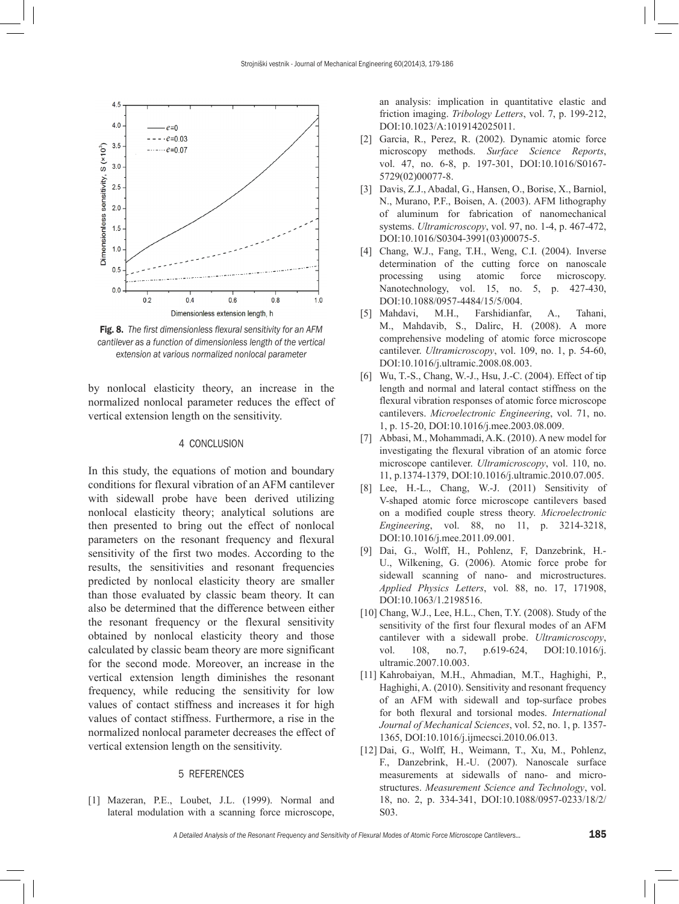**Fig. 8.** *The first dimensionless flexural sensitivity for an AFM cantilever as a function of dimensionless length of the vertical extension at various normalized nonlocal parameter*

by nonlocal elasticity theory, an increase in the normalized nonlocal parameter reduces the effect of vertical extension length on the sensitivity.

## 4 CONCLUSION

In this study, the equations of motion and boundary conditions for flexural vibration of an AFM cantilever with sidewall probe have been derived utilizing nonlocal elasticity theory; analytical solutions are then presented to bring out the effect of nonlocal parameters on the resonant frequency and flexural sensitivity of the first two modes. According to the results, the sensitivities and resonant frequencies predicted by nonlocal elasticity theory are smaller than those evaluated by classic beam theory. It can also be determined that the difference between either the resonant frequency or the flexural sensitivity obtained by nonlocal elasticity theory and those calculated by classic beam theory are more significant for the second mode. Moreover, an increase in the vertical extension length diminishes the resonant frequency, while reducing the sensitivity for low values of contact stiffness and increases it for high values of contact stiffness. Furthermore, a rise in the normalized nonlocal parameter decreases the effect of vertical extension length on the sensitivity.

## 5 REFERENCES

[1] Mazeran, P.E., Loubet, J.L. (1999). Normal and lateral modulation with a scanning force microscope, an analysis: implication in quantitative elastic and friction imaging. *Tribology Letters*, vol. 7, p. 199-212, DOI:10.1023/A:1019142025011.

[2] Garcia, R., Perez, R. (2002). Dynamic atomic force microscopy methods. *Surface Science Reports*, vol. 47, no. 6-8, p. 197-301, DOI:10.1016/S0167-5729(02)00077-8.

[3] Davis, Z.J., Abadal, G., Hansen, O., Borise, X., Barniol, N., Murano, P.F., Boisen, A. (2003). AFM lithography of aluminum for fabrication of nanomechanical systems. *Ultramicroscopy*, vol. 97, no. 1-4, p. 467-472, DOI:10.1016/S0304-3991(03)00075-5.

[4] Chang, W.J., Fang, T.H., Weng, C.I. (2004). Inverse determination of the cutting force on nanoscale processing using atomic force microscopy. Nanotechnology, vol. 15, no. 5, p. 427-430, DOI:10.1088/0957-4484/15/5/004.

[5] Mahdavi, M.H., Farshidianfar, A., Tahani, M., Mahdavib, S., Dalirc, H. (2008). A more comprehensive modeling of atomic force microscope cantilever. *Ultramicroscopy*, vol. 109, no. 1, p. 54-60, DOI:10.1016/j.ultramic.2008.08.003.

[6] Wu, T.-S., Chang, W.-J., Hsu, J.-C. (2004). Effect of tip length and normal and lateral contact stiffness on the flexural vibration responses of atomic force microscope cantilevers. *Microelectronic Engineering*, vol. 71, no. 1, p. 15-20, DOI:10.1016/j.mee.2003.08.009.

[7] Abbasi, M., Mohammadi, A.K. (2010). A new model for investigating the flexural vibration of an atomic force microscope cantilever. *Ultramicroscopy*, vol. 110, no. 11, p.1374-1379, DOI:10.1016/j.ultramic.2010.07.005.

[8] Lee, H.-L., Chang, W.-J. (2011) Sensitivity of V-shaped atomic force microscope cantilevers based on a modified couple stress theory. *Microelectronic Engineering*, vol. 88, no 11, p. 3214-3218, DOI:10.1016/j.mee.2011.09.001.

[9] Dai, G., Wolff, H., Pohlenz, F, Danzebrink, H.-U., Wilkening, G. (2006). Atomic force probe for sidewall scanning of nano- and microstructures. *Applied Physics Letters*, vol. 88, no. 17, 171908, DOI:10.1063/1.2198516.

[10] Chang, W.J., Lee, H.L., Chen, T.Y. (2008). Study of the sensitivity of the first four flexural modes of an AFM cantilever with a sidewall probe. *Ultramicroscopy*, vol. 108, no.7, p.619-624, DOI:10.1016/j.ultramic.2007.10.003.

[11] Kahrobaiyan, M.H., Ahmadian, M.T., Haghighi, P., Haghighi, A. (2010). Sensitivity and resonant frequency of an AFM with sidewall and top-surface probes for both flexural and torsional modes. *International Journal of Mechanical Sciences*, vol. 52, no. 1, p. 1357-1365, DOI:10.1016/j.ijmecsci.2010.06.013.

[12] Dai, G., Wolff, H., Weimann, T., Xu, M., Pohlenz, F., Danzebrink, H.-U. (2007). Nanoscale surface measurements at sidewalls of nano- and micro-structures. *Measurement Science and Technology*, vol. 18, no. 2, p. 334-341, DOI:10.1088/0957-0233/18/2/S03.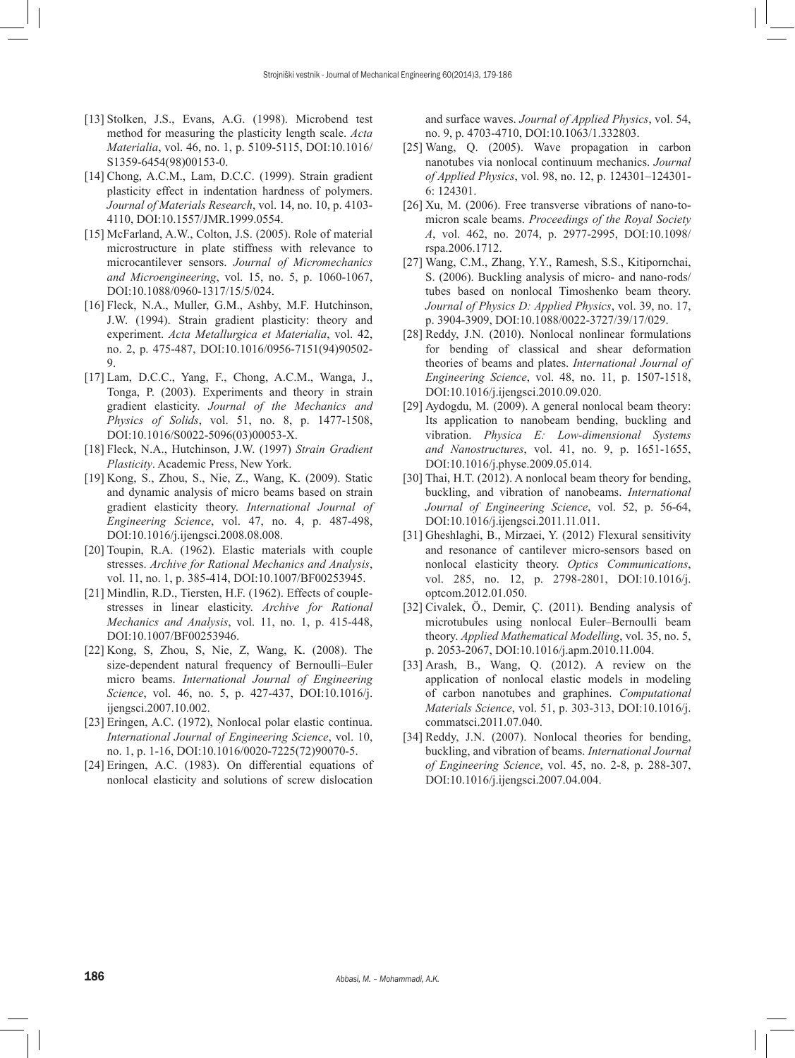[13] Stolken, J.S., Evans, A.G. (1998). Microbend test method for measuring the plasticity length scale. *Acta Materialia*, vol. 46, no. 1, p. 5109-5115, DOI:10.1016/S1359-6454(98)00153-0.

[14] Chong, A.C.M., Lam, D.C.C. (1999). Strain gradient plasticity effect in indentation hardness of polymers. *Journal of Materials Research*, vol. 14, no. 10, p. 4103-4110, DOI:10.1557/JMR.1999.0554.

[15] McFarland, A.W., Colton, J.S. (2005). Role of material microstructure in plate stiffness with relevance to microcantilever sensors. *Journal of Micromechanics and Microengineering*, vol. 15, no. 5, p. 1060-1067, DOI:10.1088/0960-1317/15/5/024.

[16] Fleck, N.A., Muller, G.M., Ashby, M.F. Hutchinson, J.W. (1994). Strain gradient plasticity: theory and experiment. *Acta Metallurgica et Materialia*, vol. 42, no. 2, p. 475-487, DOI:10.1016/0956-7151(94)90502-9.

[17] Lam, D.C.C., Yang, F., Chong, A.C.M., Wanga, J., Tonga, P. (2003). Experiments and theory in strain gradient elasticity. *Journal of the Mechanics and Physics of Solids*, vol. 51, no. 8, p. 1477-1508, DOI:10.1016/S0022-5096(03)00053-X.

[18] Fleck, N.A., Hutchinson, J.W. (1997) *Strain Gradient Plasticity*. Academic Press, New York.

[19] Kong, S., Zhou, S., Nie, Z., Wang, K. (2009). Static and dynamic analysis of micro beams based on strain gradient elasticity theory. *International Journal of Engineering Science*, vol. 47, no. 4, p. 487-498, DOI:10.1016/j.ijengsci.2008.08.008.

[20] Toupin, R.A. (1962). Elastic materials with couple stresses. *Archive for Rational Mechanics and Analysis*, vol. 11, no. 1, p. 385-414, DOI:10.1007/BF00253945.

[21] Mindlin, R.D., Tiersten, H.F. (1962). Effects of couple-stresses in linear elasticity. *Archive for Rational Mechanics and Analysis*, vol. 11, no. 1, p. 415-448, DOI:10.1007/BF00253946.

[22] Kong, S, Zhou, S, Nie, Z, Wang, K. (2008). The size-dependent natural frequency of Bernoulli–Euler micro beams. *International Journal of Engineering Science*, vol. 46, no. 5, p. 427-437, DOI:10.1016/j.ijengsci.2007.10.002.

[23] Eringen, A.C. (1972), Nonlocal polar elastic continua. *International Journal of Engineering Science*, vol. 10, no. 1, p. 1-16, DOI:10.1016/0020-7225(72)90070-5.

[24] Eringen, A.C. (1983). On differential equations of nonlocal elasticity and solutions of screw dislocation and surface waves. *Journal of Applied Physics*, vol. 54, no. 9, p. 4703-4710, DOI:10.1063/1.332803.

[25] Wang, Q. (2005). Wave propagation in carbon nanotubes via nonlocal continuum mechanics. *Journal of Applied Physics*, vol. 98, no. 12, p. 124301–124301-6: 124301.

[26] Xu, M. (2006). Free transverse vibrations of nano-to-micron scale beams. *Proceedings of the Royal Society A*, vol. 462, no. 2074, p. 2977-2995, DOI:10.1098/rspa.2006.1712.

[27] Wang, C.M., Zhang, Y.Y., Ramesh, S.S., Kitipornchai, S. (2006). Buckling analysis of micro- and nano-rods/tubes based on nonlocal Timoshenko beam theory. *Journal of Physics D: Applied Physics*, vol. 39, no. 17, p. 3904-3909, DOI:10.1088/0022-3727/39/17/029.

[28] Reddy, J.N. (2010). Nonlocal nonlinear formulations for bending of classical and shear deformation theories of beams and plates. *International Journal of Engineering Science*, vol. 48, no. 11, p. 1507-1518, DOI:10.1016/j.ijengsci.2010.09.020.

[29] Aydogdu, M. (2009). A general nonlocal beam theory: Its application to nanobeam bending, buckling and vibration. *Physica E: Low-dimensional Systems and Nanostructures*, vol. 41, no. 9, p. 1651-1655, DOI:10.1016/j.physe.2009.05.014.

[30] Thai, H.T. (2012). A nonlocal beam theory for bending, buckling, and vibration of nanobeams. *International Journal of Engineering Science*, vol. 52, p. 56-64, DOI:10.1016/j.ijengsci.2011.11.011.

[31] Gheshlaghi, B., Mirzaei, Y. (2012) Flexural sensitivity and resonance of cantilever micro-sensors based on nonlocal elasticity theory. *Optics Communications*, vol. 285, no. 12, p. 2798-2801, DOI:10.1016/j.optcom.2012.01.050.

[32] Civalek, Ö., Demir, Ç. (2011). Bending analysis of microtubules using nonlocal Euler–Bernoulli beam theory. *Applied Mathematical Modelling*, vol. 35, no. 5, p. 2053-2067, DOI:10.1016/j.apm.2010.11.004.

[33] Arash, B., Wang, Q. (2012). A review on the application of nonlocal elastic models in modeling of carbon nanotubes and graphines. *Computational Materials Science*, vol. 51, p. 303-313, DOI:10.1016/j.commatsci.2011.07.040.

[34] Reddy, J.N. (2007). Nonlocal theories for bending, buckling, and vibration of beams. *International Journal of Engineering Science*, vol. 45, no. 2-8, p. 288-307, DOI:10.1016/j.ijengsci.2007.04.004.